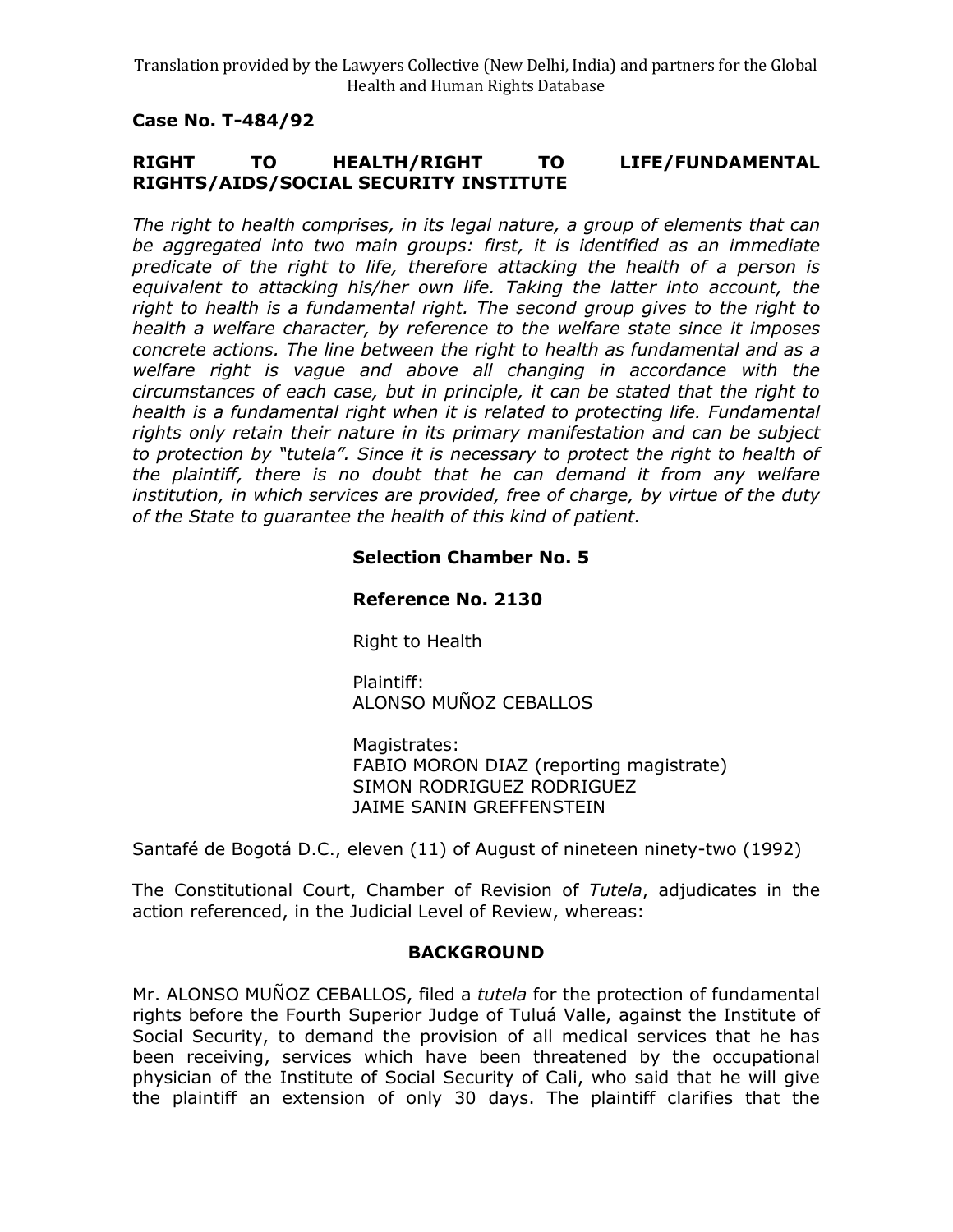Translation provided by the Lawyers Collective (New Delhi, India) and partners for the Global Health and Human Rights Database

**Case No. T-484/92**

**RIGHT TO HEALTH/RIGHT TO LIFE/FUNDAMENTAL RIGHTS/AIDS/SOCIAL SECURITY INSTITUTE**

*The right to health comprises, in its legal nature, a group of elements that can be aggregated into two main groups: first, it is identified as an immediate predicate of the right to life, therefore attacking the health of a person is equivalent to attacking his/her own life. Taking the latter into account, the right to health is a fundamental right. The second group gives to the right to health a welfare character, by reference to the welfare state since it imposes concrete actions. The line between the right to health as fundamental and as a welfare right is vague and above all changing in accordance with the circumstances of each case, but in principle, it can be stated that the right to health is a fundamental right when it is related to protecting life. Fundamental rights only retain their nature in its primary manifestation and can be subject to protection by "tutela". Since it is necessary to protect the right to health of the plaintiff, there is no doubt that he can demand it from any welfare institution, in which services are provided, free of charge, by virtue of the duty of the State to guarantee the health of this kind of patient.*

**Selection Chamber No. 5**

**Reference No. 2130**

Right to Health

Plaintiff:
ALONSO MUÑOZ CEBALLOS

Magistrates:
FABIO MORON DIAZ (reporting magistrate)
SIMON RODRIGUEZ RODRIGUEZ
JAIME SANIN GREFFENSTEIN

Santafé de Bogotá D.C., eleven (11) of August of nineteen ninety-two (1992)

The Constitutional Court, Chamber of Revision of *Tutela*, adjudicates in the action referenced, in the Judicial Level of Review, whereas:

## BACKGROUND

Mr. ALONSO MUÑOZ CEBALLOS, filed a *tutela* for the protection of fundamental rights before the Fourth Superior Judge of Tuluá Valle, against the Institute of Social Security, to demand the provision of all medical services that he has been receiving, services which have been threatened by the occupational physician of the Institute of Social Security of Cali, who said that he will give the plaintiff an extension of only 30 days. The plaintiff clarifies that the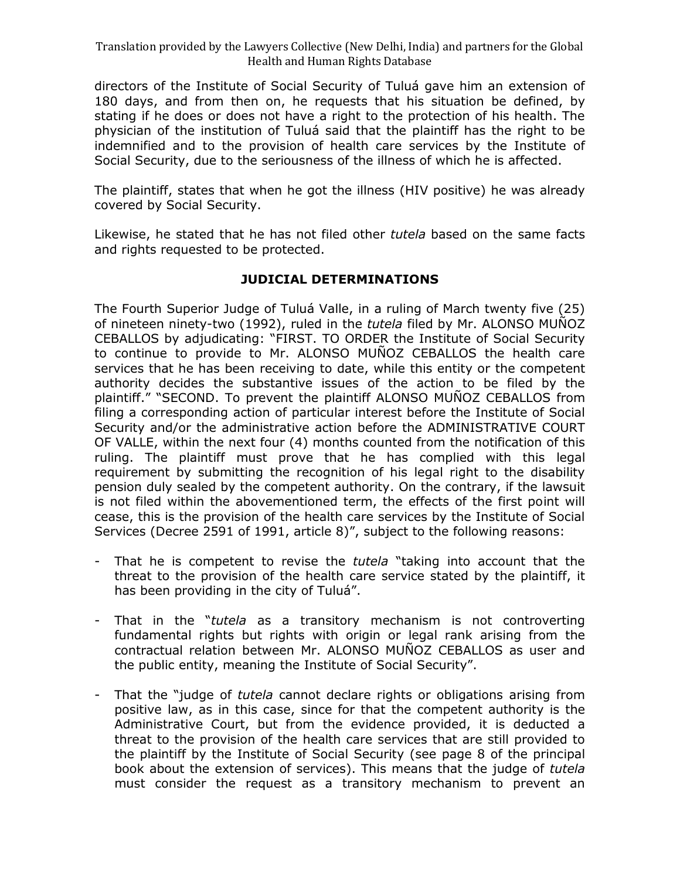directors of the Institute of Social Security of Tuluá gave him an extension of 180 days, and from then on, he requests that his situation be defined, by stating if he does or does not have a right to the protection of his health. The physician of the institution of Tuluá said that the plaintiff has the right to be indemnified and to the provision of health care services by the Institute of Social Security, due to the seriousness of the illness of which he is affected.

The plaintiff, states that when he got the illness (HIV positive) he was already covered by Social Security.

Likewise, he stated that he has not filed other *tutela* based on the same facts and rights requested to be protected.

## JUDICIAL DETERMINATIONS

The Fourth Superior Judge of Tuluá Valle, in a ruling of March twenty five (25) of nineteen ninety-two (1992), ruled in the *tutela* filed by Mr. ALONSO MUÑOZ CEBALLOS by adjudicating: "FIRST. TO ORDER the Institute of Social Security to continue to provide to Mr. ALONSO MUÑOZ CEBALLOS the health care services that he has been receiving to date, while this entity or the competent authority decides the substantive issues of the action to be filed by the plaintiff." "SECOND. To prevent the plaintiff ALONSO MUÑOZ CEBALLOS from filing a corresponding action of particular interest before the Institute of Social Security and/or the administrative action before the ADMINISTRATIVE COURT OF VALLE, within the next four (4) months counted from the notification of this ruling. The plaintiff must prove that he has complied with this legal requirement by submitting the recognition of his legal right to the disability pension duly sealed by the competent authority. On the contrary, if the lawsuit is not filed within the abovementioned term, the effects of the first point will cease, this is the provision of the health care services by the Institute of Social Services (Decree 2591 of 1991, article 8)", subject to the following reasons:

- That he is competent to revise the *tutela* "taking into account that the threat to the provision of the health care service stated by the plaintiff, it has been providing in the city of Tuluá".
- That in the "*tutela* as a transitory mechanism is not controverting fundamental rights but rights with origin or legal rank arising from the contractual relation between Mr. ALONSO MUÑOZ CEBALLOS as user and the public entity, meaning the Institute of Social Security".
- That the "judge of *tutela* cannot declare rights or obligations arising from positive law, as in this case, since for that the competent authority is the Administrative Court, but from the evidence provided, it is deducted a threat to the provision of the health care services that are still provided to the plaintiff by the Institute of Social Security (see page 8 of the principal book about the extension of services). This means that the judge of *tutela* must consider the request as a transitory mechanism to prevent an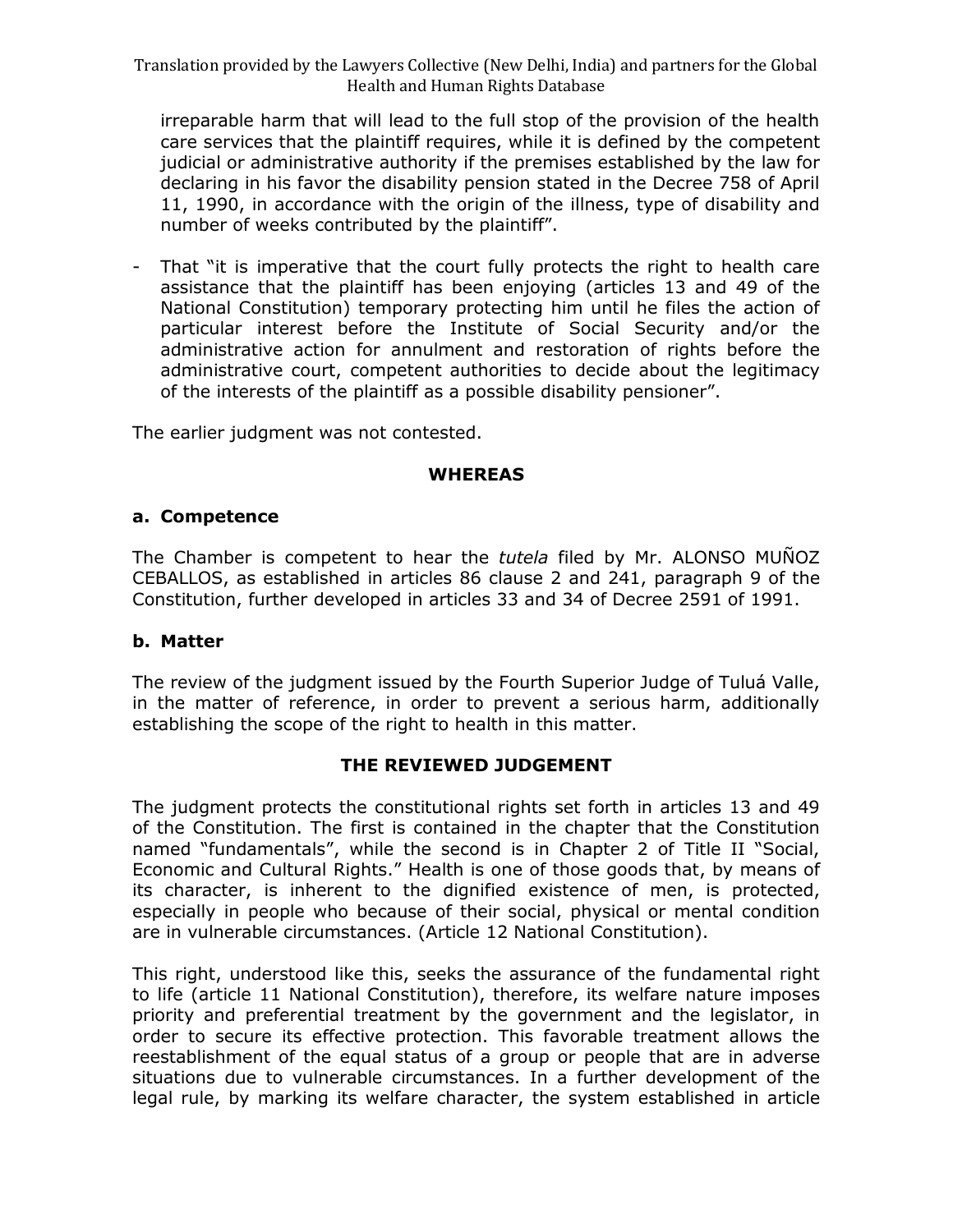irreparable harm that will lead to the full stop of the provision of the health care services that the plaintiff requires, while it is defined by the competent judicial or administrative authority if the premises established by the law for declaring in his favor the disability pension stated in the Decree 758 of April 11, 1990, in accordance with the origin of the illness, type of disability and number of weeks contributed by the plaintiff".

- That "it is imperative that the court fully protects the right to health care assistance that the plaintiff has been enjoying (articles 13 and 49 of the National Constitution) temporary protecting him until he files the action of particular interest before the Institute of Social Security and/or the administrative action for annulment and restoration of rights before the administrative court, competent authorities to decide about the legitimacy of the interests of the plaintiff as a possible disability pensioner".

The earlier judgment was not contested.

## WHEREAS

### a. Competence

The Chamber is competent to hear the *tutela* filed by Mr. ALONSO MUÑOZ CEBALLOS, as established in articles 86 clause 2 and 241, paragraph 9 of the Constitution, further developed in articles 33 and 34 of Decree 2591 of 1991.

### b. Matter

The review of the judgment issued by the Fourth Superior Judge of Tuluá Valle, in the matter of reference, in order to prevent a serious harm, additionally establishing the scope of the right to health in this matter.

## THE REVIEWED JUDGEMENT

The judgment protects the constitutional rights set forth in articles 13 and 49 of the Constitution. The first is contained in the chapter that the Constitution named "fundamentals", while the second is in Chapter 2 of Title II "Social, Economic and Cultural Rights." Health is one of those goods that, by means of its character, is inherent to the dignified existence of men, is protected, especially in people who because of their social, physical or mental condition are in vulnerable circumstances. (Article 12 National Constitution).

This right, understood like this, seeks the assurance of the fundamental right to life (article 11 National Constitution), therefore, its welfare nature imposes priority and preferential treatment by the government and the legislator, in order to secure its effective protection. This favorable treatment allows the reestablishment of the equal status of a group or people that are in adverse situations due to vulnerable circumstances. In a further development of the legal rule, by marking its welfare character, the system established in article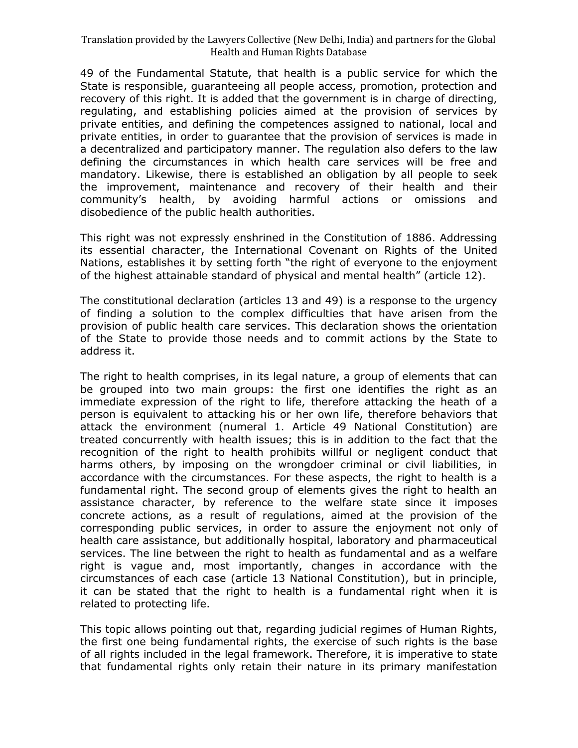49 of the Fundamental Statute, that health is a public service for which the State is responsible, guaranteeing all people access, promotion, protection and recovery of this right. It is added that the government is in charge of directing, regulating, and establishing policies aimed at the provision of services by private entities, and defining the competences assigned to national, local and private entities, in order to guarantee that the provision of services is made in a decentralized and participatory manner. The regulation also defers to the law defining the circumstances in which health care services will be free and mandatory. Likewise, there is established an obligation by all people to seek the improvement, maintenance and recovery of their health and their community's health, by avoiding harmful actions or omissions and disobedience of the public health authorities.

This right was not expressly enshrined in the Constitution of 1886. Addressing its essential character, the International Covenant on Rights of the United Nations, establishes it by setting forth "the right of everyone to the enjoyment of the highest attainable standard of physical and mental health" (article 12).

The constitutional declaration (articles 13 and 49) is a response to the urgency of finding a solution to the complex difficulties that have arisen from the provision of public health care services. This declaration shows the orientation of the State to provide those needs and to commit actions by the State to address it.

The right to health comprises, in its legal nature, a group of elements that can be grouped into two main groups: the first one identifies the right as an immediate expression of the right to life, therefore attacking the heath of a person is equivalent to attacking his or her own life, therefore behaviors that attack the environment (numeral 1. Article 49 National Constitution) are treated concurrently with health issues; this is in addition to the fact that the recognition of the right to health prohibits willful or negligent conduct that harms others, by imposing on the wrongdoer criminal or civil liabilities, in accordance with the circumstances. For these aspects, the right to health is a fundamental right. The second group of elements gives the right to health an assistance character, by reference to the welfare state since it imposes concrete actions, as a result of regulations, aimed at the provision of the corresponding public services, in order to assure the enjoyment not only of health care assistance, but additionally hospital, laboratory and pharmaceutical services. The line between the right to health as fundamental and as a welfare right is vague and, most importantly, changes in accordance with the circumstances of each case (article 13 National Constitution), but in principle, it can be stated that the right to health is a fundamental right when it is related to protecting life.

This topic allows pointing out that, regarding judicial regimes of Human Rights, the first one being fundamental rights, the exercise of such rights is the base of all rights included in the legal framework. Therefore, it is imperative to state that fundamental rights only retain their nature in its primary manifestation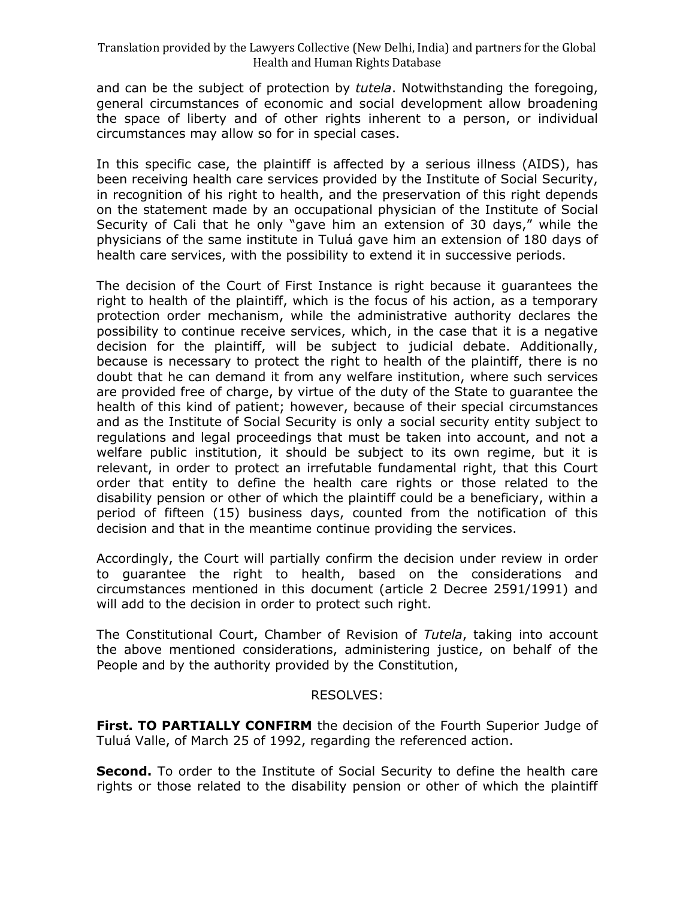and can be the subject of protection by *tutela*. Notwithstanding the foregoing, general circumstances of economic and social development allow broadening the space of liberty and of other rights inherent to a person, or individual circumstances may allow so for in special cases.

In this specific case, the plaintiff is affected by a serious illness (AIDS), has been receiving health care services provided by the Institute of Social Security, in recognition of his right to health, and the preservation of this right depends on the statement made by an occupational physician of the Institute of Social Security of Cali that he only "gave him an extension of 30 days," while the physicians of the same institute in Tuluá gave him an extension of 180 days of health care services, with the possibility to extend it in successive periods.

The decision of the Court of First Instance is right because it guarantees the right to health of the plaintiff, which is the focus of his action, as a temporary protection order mechanism, while the administrative authority declares the possibility to continue receive services, which, in the case that it is a negative decision for the plaintiff, will be subject to judicial debate. Additionally, because is necessary to protect the right to health of the plaintiff, there is no doubt that he can demand it from any welfare institution, where such services are provided free of charge, by virtue of the duty of the State to guarantee the health of this kind of patient; however, because of their special circumstances and as the Institute of Social Security is only a social security entity subject to regulations and legal proceedings that must be taken into account, and not a welfare public institution, it should be subject to its own regime, but it is relevant, in order to protect an irrefutable fundamental right, that this Court order that entity to define the health care rights or those related to the disability pension or other of which the plaintiff could be a beneficiary, within a period of fifteen (15) business days, counted from the notification of this decision and that in the meantime continue providing the services.

Accordingly, the Court will partially confirm the decision under review in order to guarantee the right to health, based on the considerations and circumstances mentioned in this document (article 2 Decree 2591/1991) and will add to the decision in order to protect such right.

The Constitutional Court, Chamber of Revision of *Tutela*, taking into account the above mentioned considerations, administering justice, on behalf of the People and by the authority provided by the Constitution,

RESOLVES:

**First. TO PARTIALLY CONFIRM** the decision of the Fourth Superior Judge of Tuluá Valle, of March 25 of 1992, regarding the referenced action.

**Second.** To order to the Institute of Social Security to define the health care rights or those related to the disability pension or other of which the plaintiff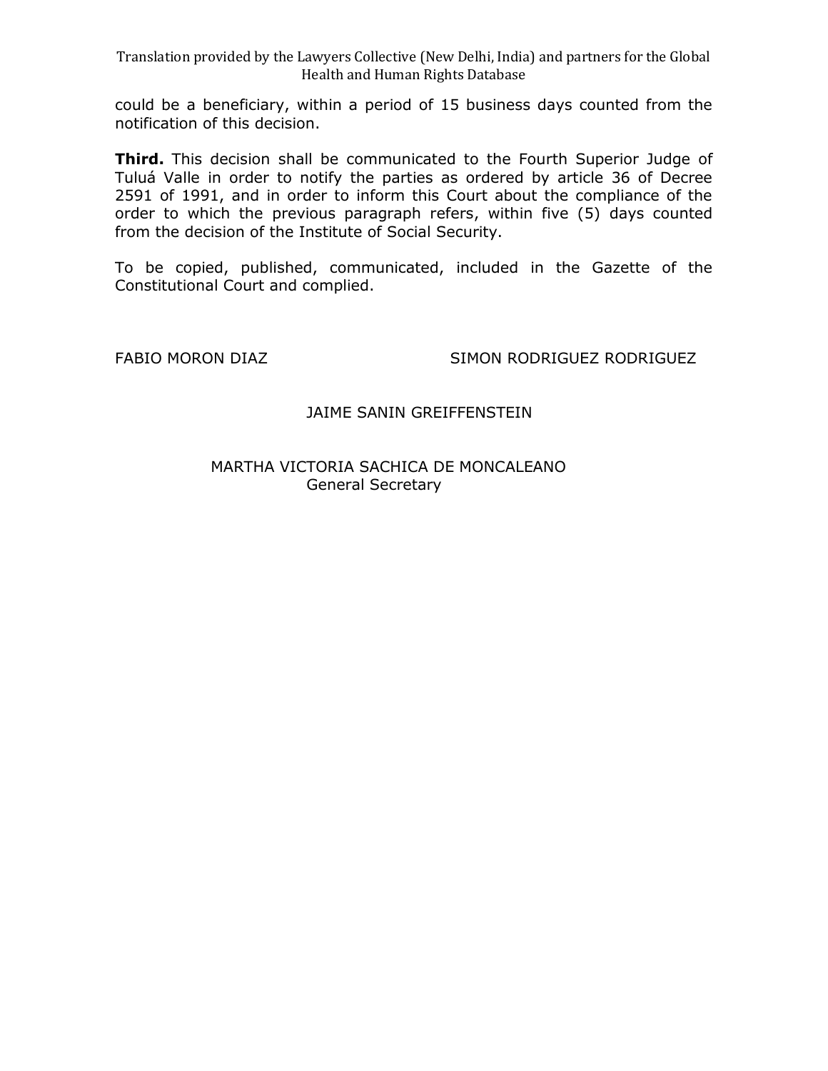could be a beneficiary, within a period of 15 business days counted from the notification of this decision.

**Third.** This decision shall be communicated to the Fourth Superior Judge of Tuluá Valle in order to notify the parties as ordered by article 36 of Decree 2591 of 1991, and in order to inform this Court about the compliance of the order to which the previous paragraph refers, within five (5) days counted from the decision of the Institute of Social Security.

To be copied, published, communicated, included in the Gazette of the Constitutional Court and complied.

FABIO MORON DIAZ

SIMON RODRIGUEZ RODRIGUEZ

JAIME SANIN GREIFFENSTEIN

MARTHA VICTORIA SACHICA DE MONCALEANO
General Secretary